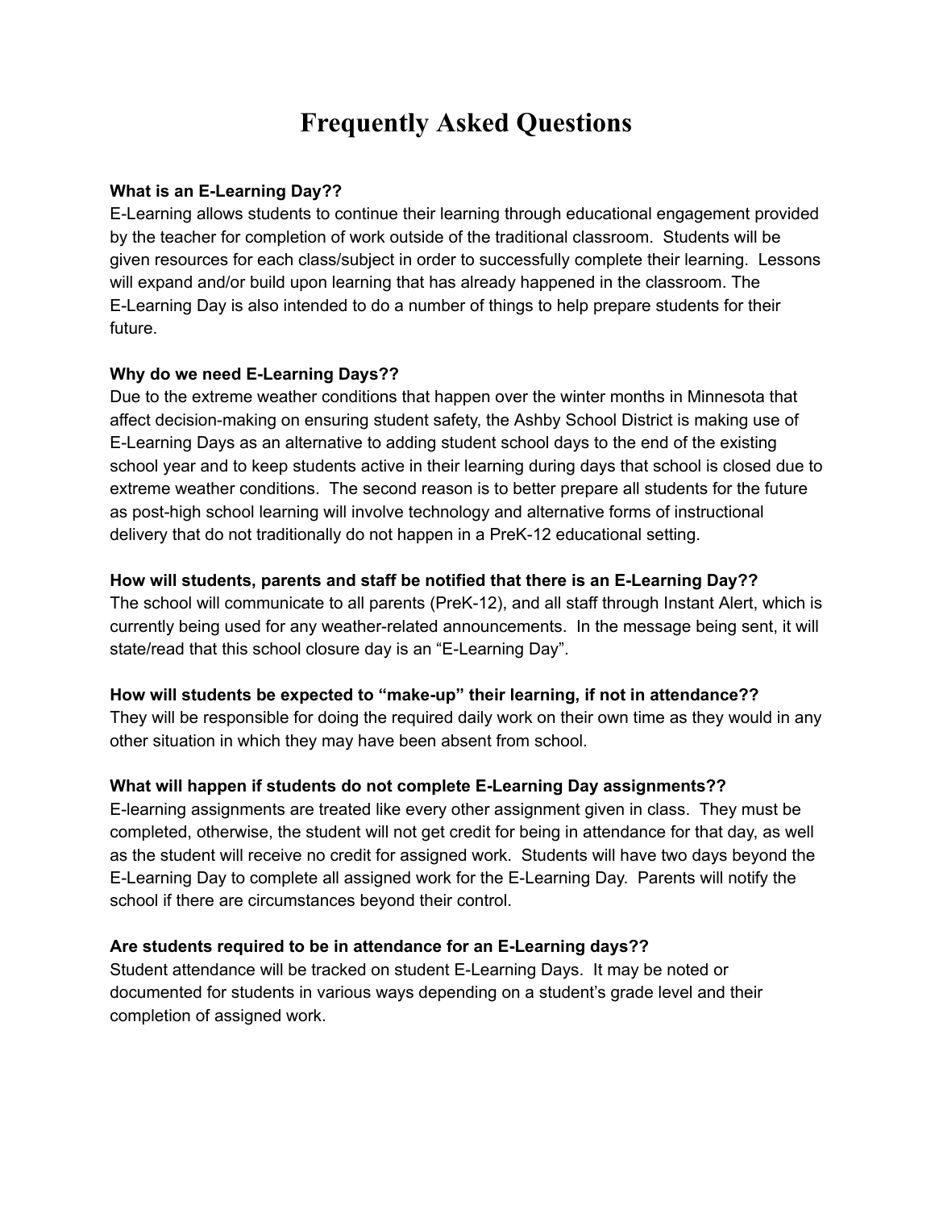# Frequently Asked Questions

**What is an E-Learning Day??**

E-Learning allows students to continue their learning through educational engagement provided by the teacher for completion of work outside of the traditional classroom. Students will be given resources for each class/subject in order to successfully complete their learning. Lessons will expand and/or build upon learning that has already happened in the classroom. The E-Learning Day is also intended to do a number of things to help prepare students for their future.

**Why do we need E-Learning Days??**

Due to the extreme weather conditions that happen over the winter months in Minnesota that affect decision-making on ensuring student safety, the Ashby School District is making use of E-Learning Days as an alternative to adding student school days to the end of the existing school year and to keep students active in their learning during days that school is closed due to extreme weather conditions. The second reason is to better prepare all students for the future as post-high school learning will involve technology and alternative forms of instructional delivery that do not traditionally do not happen in a PreK-12 educational setting.

**How will students, parents and staff be notified that there is an E-Learning Day??**

The school will communicate to all parents (PreK-12), and all staff through Instant Alert, which is currently being used for any weather-related announcements. In the message being sent, it will state/read that this school closure day is an "E-Learning Day".

**How will students be expected to "make-up" their learning, if not in attendance??**

They will be responsible for doing the required daily work on their own time as they would in any other situation in which they may have been absent from school.

**What will happen if students do not complete E-Learning Day assignments??**

E-learning assignments are treated like every other assignment given in class. They must be completed, otherwise, the student will not get credit for being in attendance for that day, as well as the student will receive no credit for assigned work. Students will have two days beyond the E-Learning Day to complete all assigned work for the E-Learning Day. Parents will notify the school if there are circumstances beyond their control.

**Are students required to be in attendance for an E-Learning days??**

Student attendance will be tracked on student E-Learning Days. It may be noted or documented for students in various ways depending on a student's grade level and their completion of assigned work.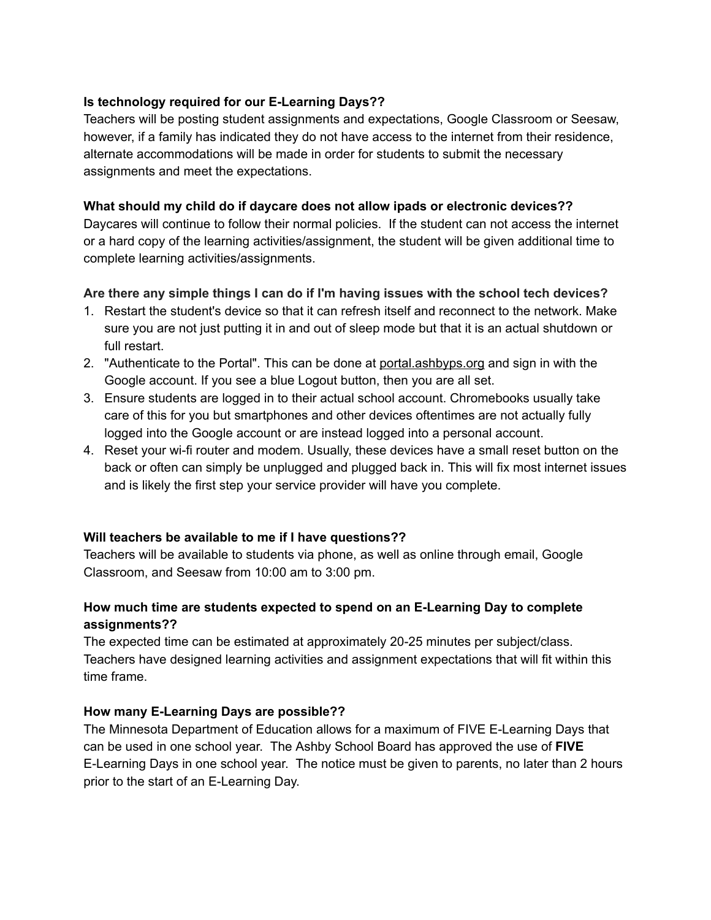**Is technology required for our E-Learning Days??**

Teachers will be posting student assignments and expectations, Google Classroom or Seesaw, however, if a family has indicated they do not have access to the internet from their residence, alternate accommodations will be made in order for students to submit the necessary assignments and meet the expectations.

**What should my child do if daycare does not allow ipads or electronic devices??**

Daycares will continue to follow their normal policies. If the student can not access the internet or a hard copy of the learning activities/assignment, the student will be given additional time to complete learning activities/assignments.

**Are there any simple things I can do if I'm having issues with the school tech devices?**

1. Restart the student's device so that it can refresh itself and reconnect to the network. Make sure you are not just putting it in and out of sleep mode but that it is an actual shutdown or full restart.
2. "Authenticate to the Portal". This can be done at portal.ashbyps.org and sign in with the Google account. If you see a blue Logout button, then you are all set.
3. Ensure students are logged in to their actual school account. Chromebooks usually take care of this for you but smartphones and other devices oftentimes are not actually fully logged into the Google account or are instead logged into a personal account.
4. Reset your wi-fi router and modem. Usually, these devices have a small reset button on the back or often can simply be unplugged and plugged back in. This will fix most internet issues and is likely the first step your service provider will have you complete.

**Will teachers be available to me if I have questions??**

Teachers will be available to students via phone, as well as online through email, Google Classroom, and Seesaw from 10:00 am to 3:00 pm.

**How much time are students expected to spend on an E-Learning Day to complete assignments??**

The expected time can be estimated at approximately 20-25 minutes per subject/class. Teachers have designed learning activities and assignment expectations that will fit within this time frame.

**How many E-Learning Days are possible??**

The Minnesota Department of Education allows for a maximum of FIVE E-Learning Days that can be used in one school year. The Ashby School Board has approved the use of **FIVE** E-Learning Days in one school year. The notice must be given to parents, no later than 2 hours prior to the start of an E-Learning Day.